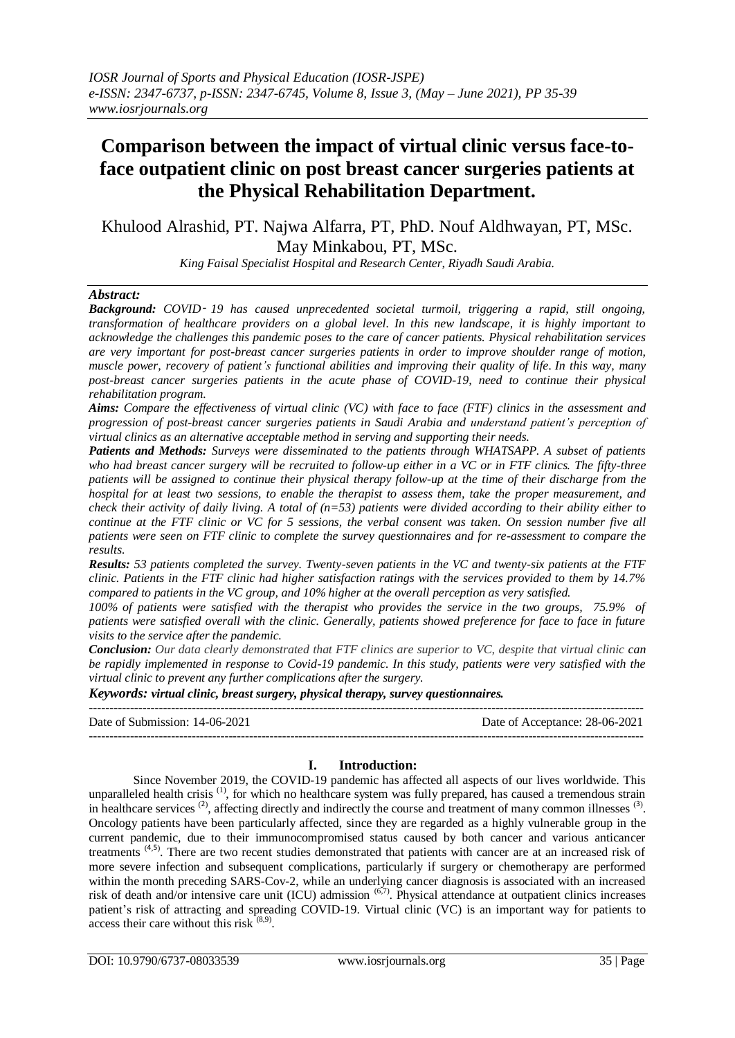# Comparison between the impact of virtual clinic versus face-to-face outpatient clinic on post breast cancer surgeries patients at the Physical Rehabilitation Department.

Khulood Alrashid, PT. Najwa Alfarra, PT, PhD. Nouf Aldhwayan, PT, MSc. May Minkabou, PT, MSc.

*King Faisal Specialist Hospital and Research Center, Riyadh Saudi Arabia.*

## Abstract:

***Background:*** *COVID-19 has caused unprecedented societal turmoil, triggering a rapid, still ongoing, transformation of healthcare providers on a global level. In this new landscape, it is highly important to acknowledge the challenges this pandemic poses to the care of cancer patients. Physical rehabilitation services are very important for post-breast cancer surgeries patients in order to improve shoulder range of motion, muscle power, recovery of patient's functional abilities and improving their quality of life. In this way, many post-breast cancer surgeries patients in the acute phase of COVID-19, need to continue their physical rehabilitation program.*

***Aims:*** *Compare the effectiveness of virtual clinic (VC) with face to face (FTF) clinics in the assessment and progression of post-breast cancer surgeries patients in Saudi Arabia and understand patient's perception of virtual clinics as an alternative acceptable method in serving and supporting their needs.*

***Patients and Methods:*** *Surveys were disseminated to the patients through WHATSAPP. A subset of patients who had breast cancer surgery will be recruited to follow-up either in a VC or in FTF clinics. The fifty-three patients will be assigned to continue their physical therapy follow-up at the time of their discharge from the hospital for at least two sessions, to enable the therapist to assess them, take the proper measurement, and check their activity of daily living. A total of (n=53) patients were divided according to their ability either to continue at the FTF clinic or VC for 5 sessions, the verbal consent was taken. On session number five all patients were seen on FTF clinic to complete the survey questionnaires and for re-assessment to compare the results.*

***Results:*** *53 patients completed the survey. Twenty-seven patients in the VC and twenty-six patients at the FTF clinic. Patients in the FTF clinic had higher satisfaction ratings with the services provided to them by 14.7% compared to patients in the VC group, and 10% higher at the overall perception as very satisfied.*

*100% of patients were satisfied with the therapist who provides the service in the two groups, 75.9% of patients were satisfied overall with the clinic. Generally, patients showed preference for face to face in future visits to the service after the pandemic.*

***Conclusion:*** *Our data clearly demonstrated that FTF clinics are superior to VC, despite that virtual clinic can be rapidly implemented in response to Covid-19 pandemic. In this study, patients were very satisfied with the virtual clinic to prevent any further complications after the surgery.*

***Keywords:*** ***virtual clinic, breast surgery, physical therapy, survey questionnaires.***

Date of Submission: 14-06-2021 Date of Acceptance: 28-06-2021

## I. Introduction:

Since November 2019, the COVID-19 pandemic has affected all aspects of our lives worldwide. This unparalleled health crisis (1), for which no healthcare system was fully prepared, has caused a tremendous strain in healthcare services (2), affecting directly and indirectly the course and treatment of many common illnesses (3). Oncology patients have been particularly affected, since they are regarded as a highly vulnerable group in the current pandemic, due to their immunocompromised status caused by both cancer and various anticancer treatments (4,5). There are two recent studies demonstrated that patients with cancer are at an increased risk of more severe infection and subsequent complications, particularly if surgery or chemotherapy are performed within the month preceding SARS-Cov-2, while an underlying cancer diagnosis is associated with an increased risk of death and/or intensive care unit (ICU) admission (6,7). Physical attendance at outpatient clinics increases patient's risk of attracting and spreading COVID-19. Virtual clinic (VC) is an important way for patients to access their care without this risk (8,9).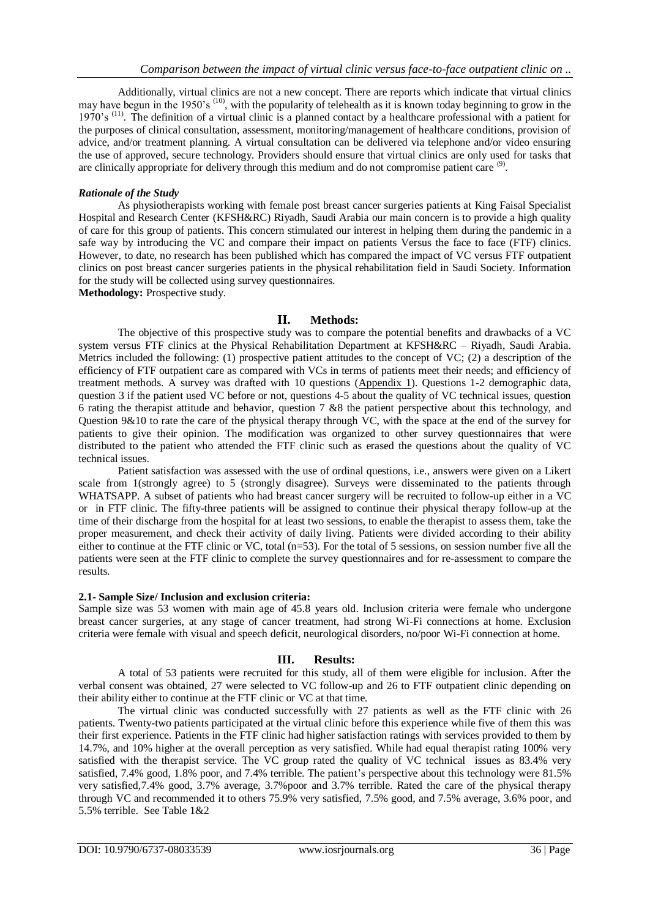Additionally, virtual clinics are not a new concept. There are reports which indicate that virtual clinics may have begun in the 1950's [10], with the popularity of telehealth as it is known today beginning to grow in the 1970's [11]. The definition of a virtual clinic is a planned contact by a healthcare professional with a patient for the purposes of clinical consultation, assessment, monitoring/management of healthcare conditions, provision of advice, and/or treatment planning. A virtual consultation can be delivered via telephone and/or video ensuring the use of approved, secure technology. Providers should ensure that virtual clinics are only used for tasks that are clinically appropriate for delivery through this medium and do not compromise patient care [9].

### *Rationale of the Study*

As physiotherapists working with female post breast cancer surgeries patients at King Faisal Specialist Hospital and Research Center (KFSH&RC) Riyadh, Saudi Arabia our main concern is to provide a high quality of care for this group of patients. This concern stimulated our interest in helping them during the pandemic in a safe way by introducing the VC and compare their impact on patients Versus the face to face (FTF) clinics. However, to date, no research has been published which has compared the impact of VC versus FTF outpatient clinics on post breast cancer surgeries patients in the physical rehabilitation field in Saudi Society. Information for the study will be collected using survey questionnaires.

**Methodology:** Prospective study.

## II. Methods:

The objective of this prospective study was to compare the potential benefits and drawbacks of a VC system versus FTF clinics at the Physical Rehabilitation Department at KFSH&RC – Riyadh, Saudi Arabia. Metrics included the following: (1) prospective patient attitudes to the concept of VC; (2) a description of the efficiency of FTF outpatient care as compared with VCs in terms of patients meet their needs; and efficiency of treatment methods. A survey was drafted with 10 questions (Appendix 1). Questions 1-2 demographic data, question 3 if the patient used VC before or not, questions 4-5 about the quality of VC technical issues, question 6 rating the therapist attitude and behavior, question 7 &8 the patient perspective about this technology, and Question 9&10 to rate the care of the physical therapy through VC, with the space at the end of the survey for patients to give their opinion. The modification was organized to other survey questionnaires that were distributed to the patient who attended the FTF clinic such as erased the questions about the quality of VC technical issues.

Patient satisfaction was assessed with the use of ordinal questions, i.e., answers were given on a Likert scale from 1(strongly agree) to 5 (strongly disagree). Surveys were disseminated to the patients through WHATSAPP. A subset of patients who had breast cancer surgery will be recruited to follow-up either in a VC or in FTF clinic. The fifty-three patients will be assigned to continue their physical therapy follow-up at the time of their discharge from the hospital for at least two sessions, to enable the therapist to assess them, take the proper measurement, and check their activity of daily living. Patients were divided according to their ability either to continue at the FTF clinic or VC, total (n=53). For the total of 5 sessions, on session number five all the patients were seen at the FTF clinic to complete the survey questionnaires and for re-assessment to compare the results.

### 2.1- Sample Size/ Inclusion and exclusion criteria:

Sample size was 53 women with main age of 45.8 years old. Inclusion criteria were female who undergone breast cancer surgeries, at any stage of cancer treatment, had strong Wi-Fi connections at home. Exclusion criteria were female with visual and speech deficit, neurological disorders, no/poor Wi-Fi connection at home.

## III. Results:

A total of 53 patients were recruited for this study, all of them were eligible for inclusion. After the verbal consent was obtained, 27 were selected to VC follow-up and 26 to FTF outpatient clinic depending on their ability either to continue at the FTF clinic or VC at that time.

The virtual clinic was conducted successfully with 27 patients as well as the FTF clinic with 26 patients. Twenty-two patients participated at the virtual clinic before this experience while five of them this was their first experience. Patients in the FTF clinic had higher satisfaction ratings with services provided to them by 14.7%, and 10% higher at the overall perception as very satisfied. While had equal therapist rating 100% very satisfied with the therapist service. The VC group rated the quality of VC technical issues as 83.4% very satisfied, 7.4% good, 1.8% poor, and 7.4% terrible. The patient's perspective about this technology were 81.5% very satisfied,7.4% good, 3.7% average, 3.7%poor and 3.7% terrible. Rated the care of the physical therapy through VC and recommended it to others 75.9% very satisfied, 7.5% good, and 7.5% average, 3.6% poor, and 5.5% terrible. See Table 1&2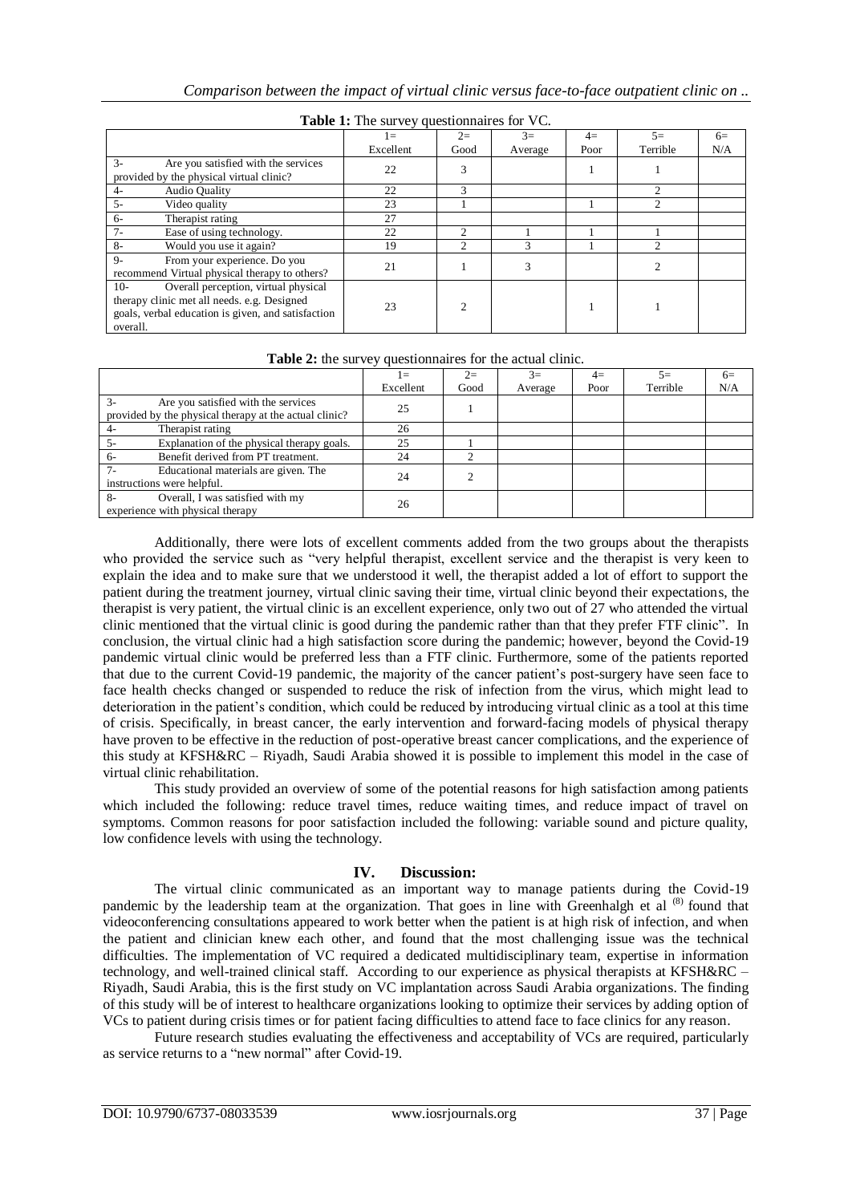**Table 1:** The survey questionnaires for VC.

| | 1= Excellent | 2= Good | 3= Average | 4= Poor | 5= Terrible | 6= N/A |
|---|---|---|---|---|---|---|
| 3- Are you satisfied with the services provided by the physical virtual clinic? | 22 | 3 | | 1 | 1 | |
| 4- Audio Quality | 22 | 3 | | | 2 | |
| 5- Video quality | 23 | 1 | | 1 | 2 | |
| 6- Therapist rating | 27 | | | | | |
| 7- Ease of using technology. | 22 | 2 | 1 | 1 | 1 | |
| 8- Would you use it again? | 19 | 2 | 3 | 1 | 2 | |
| 9- From your experience. Do you recommend Virtual physical therapy to others? | 21 | 1 | 3 | | 2 | |
| 10- Overall perception, virtual physical therapy clinic met all needs. e.g. Designed goals, verbal education is given, and satisfaction overall. | 23 | 2 | | 1 | 1 | |

**Table 2:** the survey questionnaires for the actual clinic.

| | 1= Excellent | 2= Good | 3= Average | 4= Poor | 5= Terrible | 6= N/A |
|---|---|---|---|---|---|---|
| 3- Are you satisfied with the services provided by the physical therapy at the actual clinic? | 25 | 1 | | | | |
| 4- Therapist rating | 26 | | | | | |
| 5- Explanation of the physical therapy goals. | 25 | 1 | | | | |
| 6- Benefit derived from PT treatment. | 24 | 2 | | | | |
| 7- Educational materials are given. The instructions were helpful. | 24 | 2 | | | | |
| 8- Overall, I was satisfied with my experience with physical therapy | 26 | | | | | |

Additionally, there were lots of excellent comments added from the two groups about the therapists who provided the service such as "very helpful therapist, excellent service and the therapist is very keen to explain the idea and to make sure that we understood it well, the therapist added a lot of effort to support the patient during the treatment journey, virtual clinic saving their time, virtual clinic beyond their expectations, the therapist is very patient, the virtual clinic is an excellent experience, only two out of 27 who attended the virtual clinic mentioned that the virtual clinic is good during the pandemic rather than that they prefer FTF clinic". In conclusion, the virtual clinic had a high satisfaction score during the pandemic; however, beyond the Covid-19 pandemic virtual clinic would be preferred less than a FTF clinic. Furthermore, some of the patients reported that due to the current Covid-19 pandemic, the majority of the cancer patient's post-surgery have seen face to face health checks changed or suspended to reduce the risk of infection from the virus, which might lead to deterioration in the patient's condition, which could be reduced by introducing virtual clinic as a tool at this time of crisis. Specifically, in breast cancer, the early intervention and forward-facing models of physical therapy have proven to be effective in the reduction of post-operative breast cancer complications, and the experience of this study at KFSH&RC – Riyadh, Saudi Arabia showed it is possible to implement this model in the case of virtual clinic rehabilitation.

This study provided an overview of some of the potential reasons for high satisfaction among patients which included the following: reduce travel times, reduce waiting times, and reduce impact of travel on symptoms. Common reasons for poor satisfaction included the following: variable sound and picture quality, low confidence levels with using the technology.

## IV. Discussion:

The virtual clinic communicated as an important way to manage patients during the Covid-19 pandemic by the leadership team at the organization. That goes in line with Greenhalgh et al [8] found that videoconferencing consultations appeared to work better when the patient is at high risk of infection, and when the patient and clinician knew each other, and found that the most challenging issue was the technical difficulties. The implementation of VC required a dedicated multidisciplinary team, expertise in information technology, and well-trained clinical staff. According to our experience as physical therapists at KFSH&RC – Riyadh, Saudi Arabia, this is the first study on VC implantation across Saudi Arabia organizations. The finding of this study will be of interest to healthcare organizations looking to optimize their services by adding option of VCs to patient during crisis times or for patient facing difficulties to attend face to face clinics for any reason.

Future research studies evaluating the effectiveness and acceptability of VCs are required, particularly as service returns to a "new normal" after Covid-19.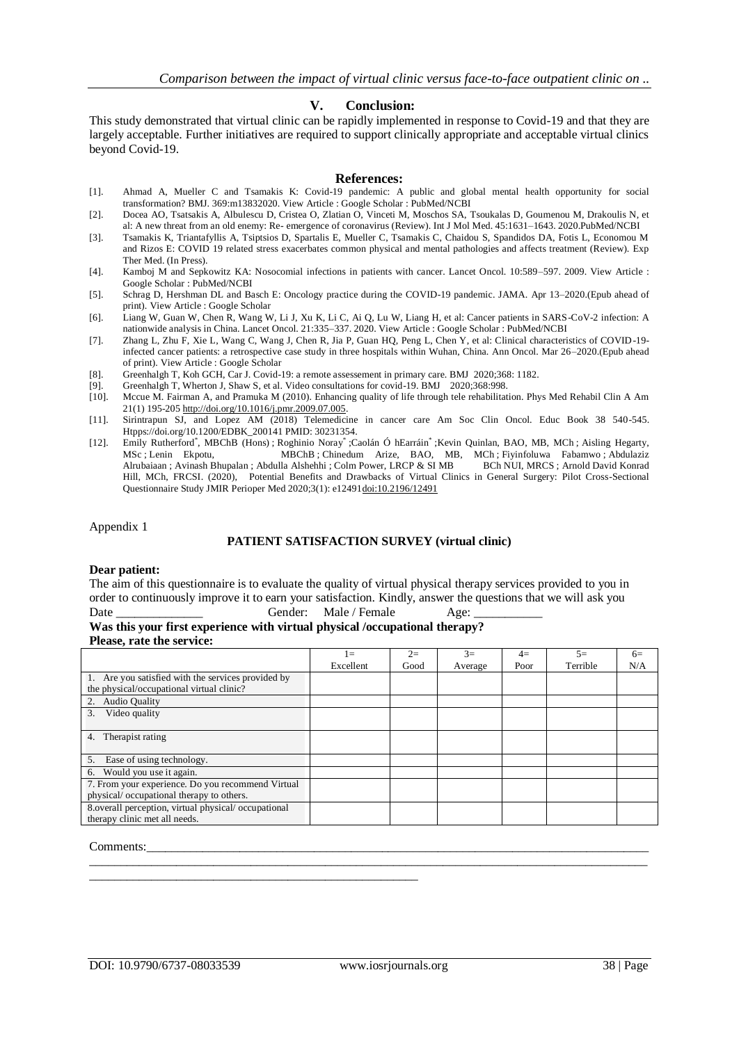## V. Conclusion:

This study demonstrated that virtual clinic can be rapidly implemented in response to Covid-19 and that they are largely acceptable. Further initiatives are required to support clinically appropriate and acceptable virtual clinics beyond Covid-19.

## References:

[1]. Ahmad A, Mueller C and Tsamakis K: Covid-19 pandemic: A public and global mental health opportunity for social transformation? BMJ. 369:m13832020. View Article : Google Scholar : PubMed/NCBI

[2]. Docea AO, Tsatsakis A, Albulescu D, Cristea O, Zlatian O, Vinceti M, Moschos SA, Tsoukalas D, Goumenou M, Drakoulis N, et al: A new threat from an old enemy: Re- emergence of coronavirus (Review). Int J Mol Med. 45:1631–1643. 2020.PubMed/NCBI

[3]. Tsamakis K, Triantafyllis A, Tsiptsios D, Spartalis E, Mueller C, Tsamakis C, Chaidou S, Spandidos DA, Fotis L, Economou M and Rizos E: COVID 19 related stress exacerbates common physical and mental pathologies and affects treatment (Review). Exp Ther Med. (In Press).

[4]. Kamboj M and Sepkowitz KA: Nosocomial infections in patients with cancer. Lancet Oncol. 10:589–597. 2009. View Article : Google Scholar : PubMed/NCBI

[5]. Schrag D, Hershman DL and Basch E: Oncology practice during the COVID-19 pandemic. JAMA. Apr 13–2020.(Epub ahead of print). View Article : Google Scholar

[6]. Liang W, Guan W, Chen R, Wang W, Li J, Xu K, Li C, Ai Q, Lu W, Liang H, et al: Cancer patients in SARS-CoV-2 infection: A nationwide analysis in China. Lancet Oncol. 21:335–337. 2020. View Article : Google Scholar : PubMed/NCBI

[7]. Zhang L, Zhu F, Xie L, Wang C, Wang J, Chen R, Jia P, Guan HQ, Peng L, Chen Y, et al: Clinical characteristics of COVID-19-infected cancer patients: a retrospective case study in three hospitals within Wuhan, China. Ann Oncol. Mar 26–2020.(Epub ahead of print). View Article : Google Scholar

[8]. Greenhalgh T, Koh GCH, Car J. Covid-19: a remote assessement in primary care. BMJ 2020;368: 1182.

[9]. Greenhalgh T, Wherton J, Shaw S, et al. Video consultations for covid-19. BMJ 2020;368:998.

[10]. Mccue M. Fairman A, and Pramuka M (2010). Enhancing quality of life through tele rehabilitation. Phys Med Rehabil Clin A Am 21(1) 195-205 http://doi.org/10.1016/j.pmr.2009.07.005.

[11]. Sirintrapun SJ, and Lopez AM (2018) Telemedicine in cancer care Am Soc Clin Oncol. Educ Book 38 540-545. Htpps://doi.org/10.1200/EDBK_200141 PMID: 30231354.

[12]. Emily Rutherford*, MBChB (Hons) ; Roghinio Noray* ;Caolán Ó hEarráin* ;Kevin Quinlan, BAO, MB, MCh ; Aisling Hegarty, MSc ; Lenin Ekpotu, MBChB ; Chinedum Arize, BAO, MB, MCh ; Fiyinfoluwa Fabamwo ; Abdulaziz Alrubaiaan ; Avinash Bhupalan ; Abdulla Alshehhi ; Colm Power, LRCP & SI MB BCh NUI, MRCS ; Arnold David Konrad Hill, MCh, FRCSI. (2020), Potential Benefits and Drawbacks of Virtual Clinics in General Surgery: Pilot Cross-Sectional Questionnaire Study JMIR Perioper Med 2020;3(1): e12491doi:10.2196/12491

Appendix 1

### PATIENT SATISFACTION SURVEY (virtual clinic)

**Dear patient:**

The aim of this questionnaire is to evaluate the quality of virtual physical therapy services provided to you in order to continuously improve it to earn your satisfaction. Kindly, answer the questions that we will ask you

Date _____________ Gender: Male / Female Age: ___________

**Was this your first experience with virtual physical /occupational therapy?**

**Please, rate the service:**

| | 1= Excellent | 2= Good | 3= Average | 4= Poor | 5= Terrible | 6= N/A |
|---|---|---|---|---|---|---|
| 1. Are you satisfied with the services provided by the physical/occupational virtual clinic? | | | | | | |
| 2. Audio Quality | | | | | | |
| 3. Video quality | | | | | | |
| 4. Therapist rating | | | | | | |
| 5. Ease of using technology. | | | | | | |
| 6. Would you use it again. | | | | | | |
| 7. From your experience. Do you recommend Virtual physical/ occupational therapy to others. | | | | | | |
| 8.overall perception, virtual physical/ occupational therapy clinic met all needs. | | | | | | |

Comments:___________________________________________________________________________________
_____________________________________________________________________________________________
_________________________________________________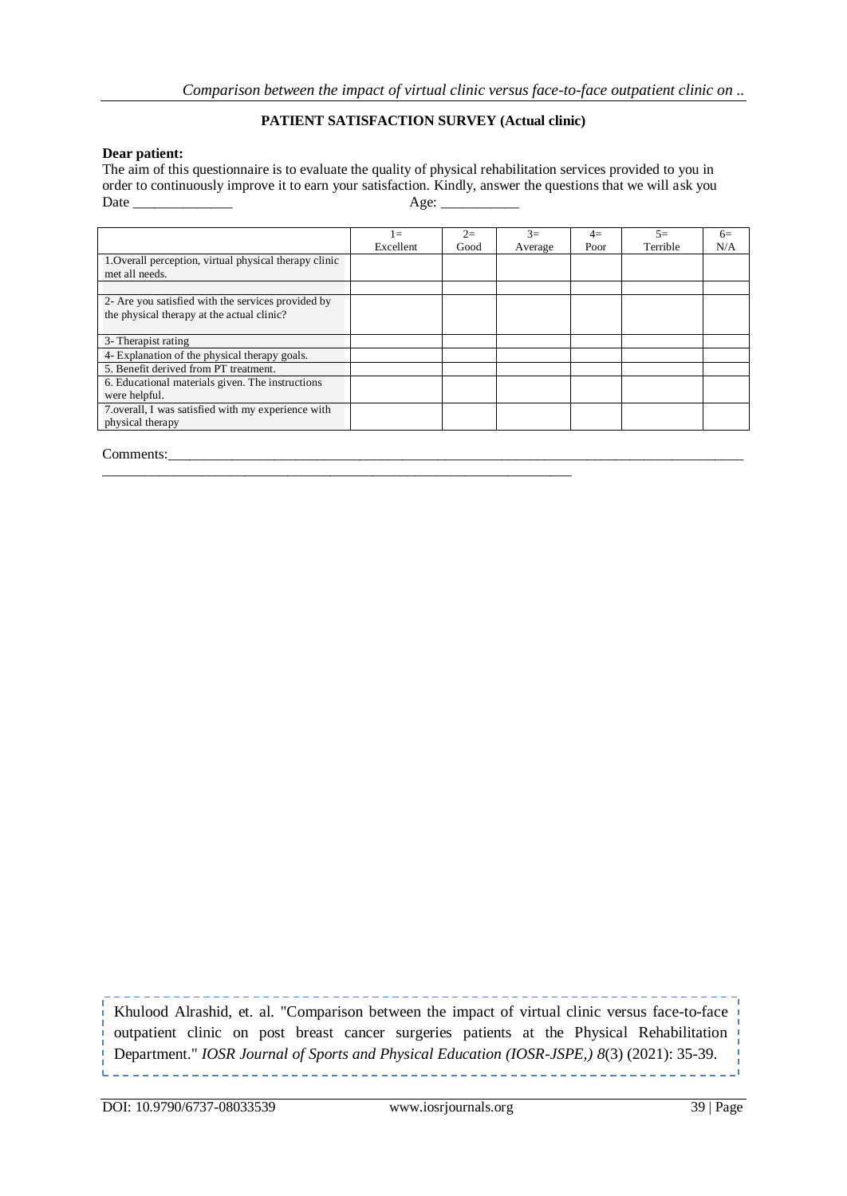**PATIENT SATISFACTION SURVEY (Actual clinic)**

**Dear patient:**

The aim of this questionnaire is to evaluate the quality of physical rehabilitation services provided to you in order to continuously improve it to earn your satisfaction. Kindly, answer the questions that we will ask you

Date _____________ Age: __________

| | 1= Excellent | 2= Good | 3= Average | 4= Poor | 5= Terrible | 6= N/A |
|---|---|---|---|---|---|---|
| 1.Overall perception, virtual physical therapy clinic met all needs. | | | | | | |
| | | | | | | |
| 2- Are you satisfied with the services provided by the physical therapy at the actual clinic? | | | | | | |
| 3- Therapist rating | | | | | | |
| 4- Explanation of the physical therapy goals. | | | | | | |
| 5. Benefit derived from PT treatment. | | | | | | |
| 6. Educational materials given. The instructions were helpful. | | | | | | |
| 7.overall, I was satisfied with my experience with physical therapy | | | | | | |

Comments:_____________________________________________________________________________
_____________________________________________________________________

Khulood Alrashid, et. al. "Comparison between the impact of virtual clinic versus face-to-face outpatient clinic on post breast cancer surgeries patients at the Physical Rehabilitation Department." *IOSR Journal of Sports and Physical Education (IOSR-JSPE,) 8*(3) (2021): 35-39.